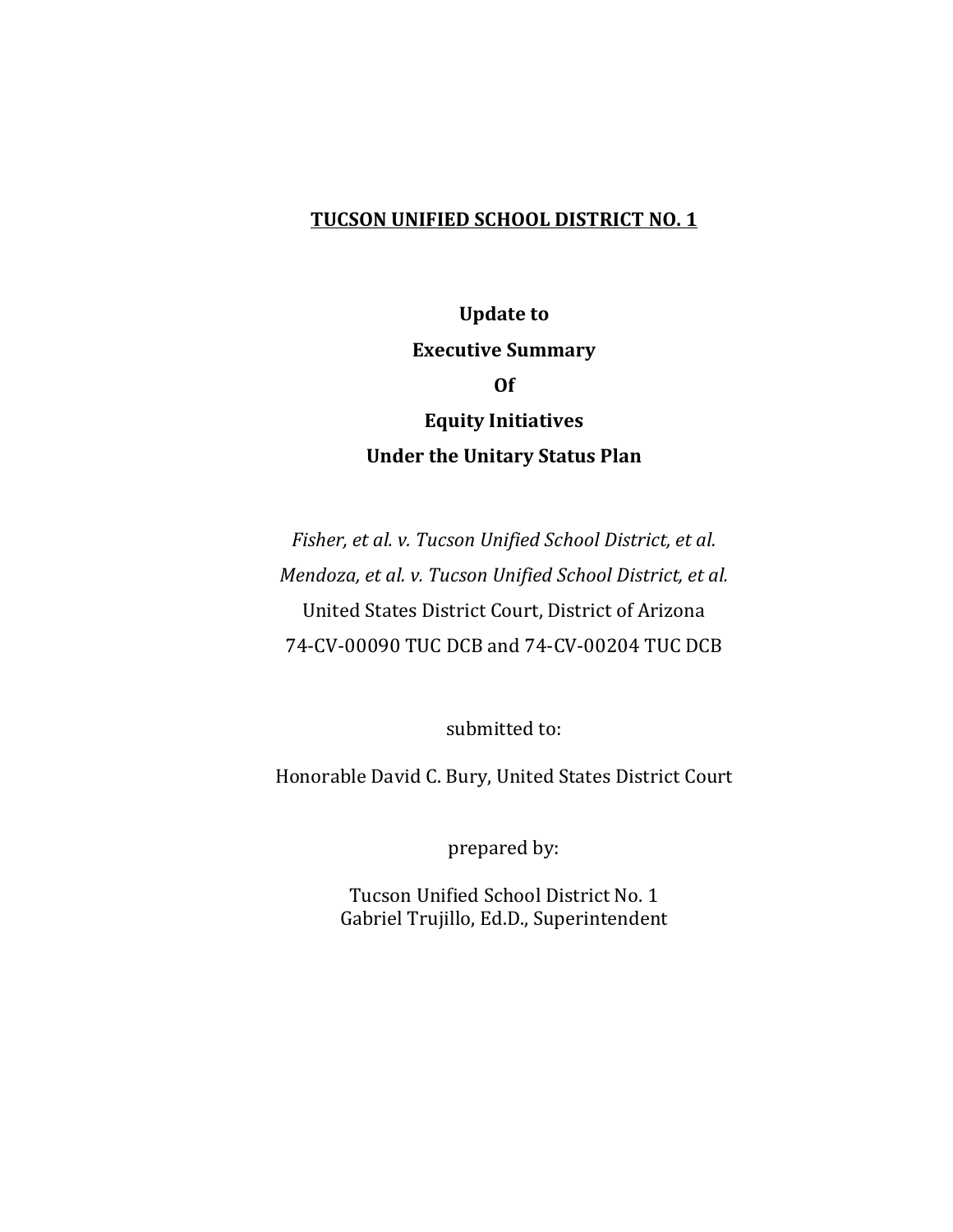# TUCSON UNIFIED SCHOOL DISTRICT NO. 1

**Update to**

**Executive Summary**

**Of**

**Equity Initiatives**

**Under the Unitary Status Plan**

*Fisher, et al. v. Tucson Unified School District, et al.*

*Mendoza, et al. v. Tucson Unified School District, et al.*

United States District Court, District of Arizona

74-CV-00090 TUC DCB and 74-CV-00204 TUC DCB

submitted to:

Honorable David C. Bury, United States District Court

prepared by:

Tucson Unified School District No. 1
Gabriel Trujillo, Ed.D., Superintendent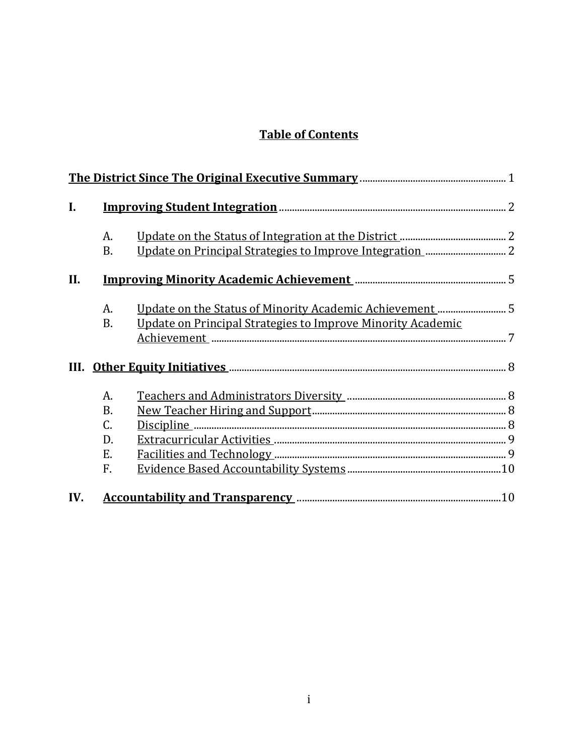## Table of Contents

**The District Since The Original Executive Summary** ........ 1

**I. Improving Student Integration** ........ 2

- A. Update on the Status of Integration at the District ........ 2
- B. Update on Principal Strategies to Improve Integration ........ 2

**II. Improving Minority Academic Achievement** ........ 5

- A. Update on the Status of Minority Academic Achievement ........ 5
- B. Update on Principal Strategies to Improve Minority Academic Achievement ........ 7

**III. Other Equity Initiatives** ........ 8

- A. Teachers and Administrators Diversity ........ 8
- B. New Teacher Hiring and Support ........ 8
- C. Discipline ........ 8
- D. Extracurricular Activities ........ 9
- E. Facilities and Technology ........ 9
- F. Evidence Based Accountability Systems ........ 10

**IV. Accountability and Transparency** ........ 10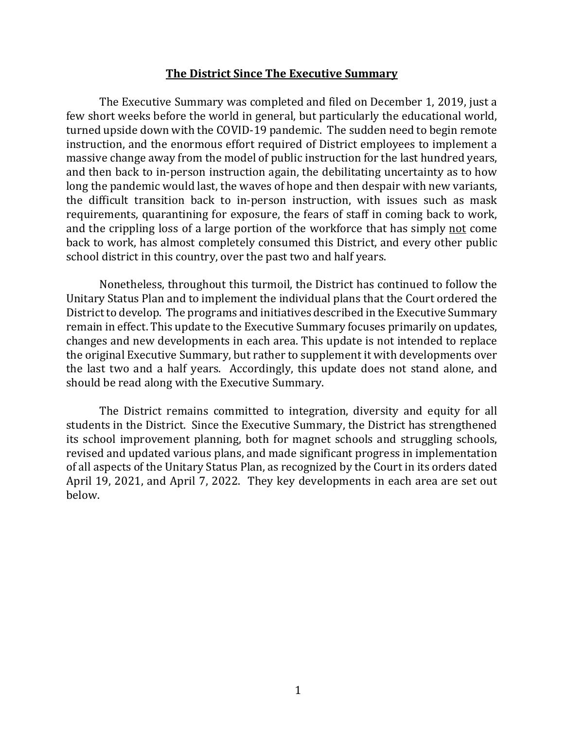## **The District Since The Executive Summary**

The Executive Summary was completed and filed on December 1, 2019, just a few short weeks before the world in general, but particularly the educational world, turned upside down with the COVID-19 pandemic. The sudden need to begin remote instruction, and the enormous effort required of District employees to implement a massive change away from the model of public instruction for the last hundred years, and then back to in-person instruction again, the debilitating uncertainty as to how long the pandemic would last, the waves of hope and then despair with new variants, the difficult transition back to in-person instruction, with issues such as mask requirements, quarantining for exposure, the fears of staff in coming back to work, and the crippling loss of a large portion of the workforce that has simply <u>not</u> come back to work, has almost completely consumed this District, and every other public school district in this country, over the past two and half years.

Nonetheless, throughout this turmoil, the District has continued to follow the Unitary Status Plan and to implement the individual plans that the Court ordered the District to develop. The programs and initiatives described in the Executive Summary remain in effect. This update to the Executive Summary focuses primarily on updates, changes and new developments in each area. This update is not intended to replace the original Executive Summary, but rather to supplement it with developments over the last two and a half years. Accordingly, this update does not stand alone, and should be read along with the Executive Summary.

The District remains committed to integration, diversity and equity for all students in the District. Since the Executive Summary, the District has strengthened its school improvement planning, both for magnet schools and struggling schools, revised and updated various plans, and made significant progress in implementation of all aspects of the Unitary Status Plan, as recognized by the Court in its orders dated April 19, 2021, and April 7, 2022. They key developments in each area are set out below.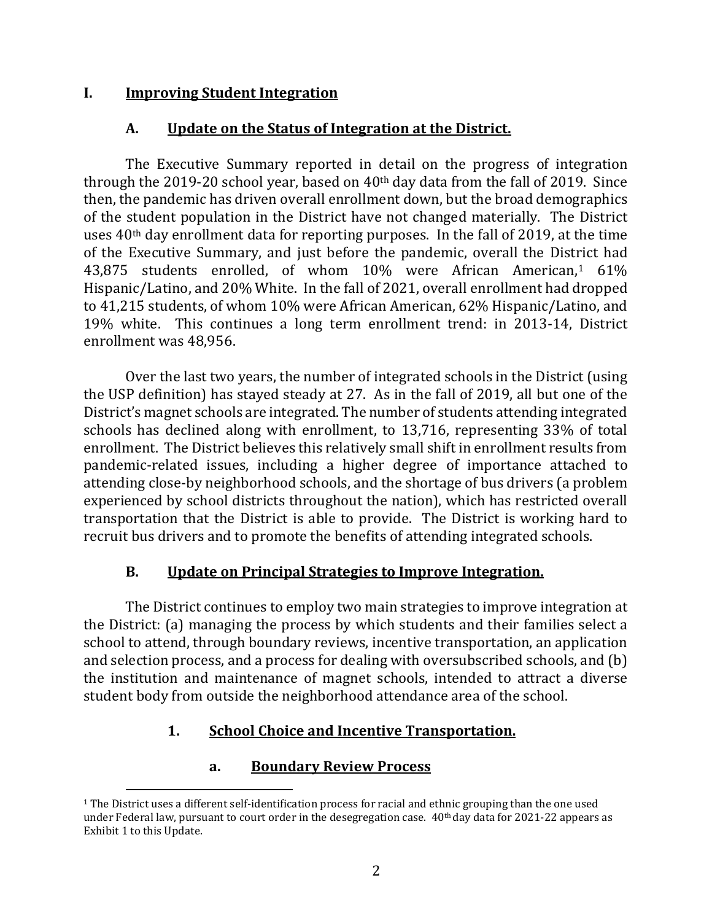## I. Improving Student Integration

### A. Update on the Status of Integration at the District.

The Executive Summary reported in detail on the progress of integration through the 2019-20 school year, based on 40th day data from the fall of 2019. Since then, the pandemic has driven overall enrollment down, but the broad demographics of the student population in the District have not changed materially. The District uses 40th day enrollment data for reporting purposes. In the fall of 2019, at the time of the Executive Summary, and just before the pandemic, overall the District had 43,875 students enrolled, of whom 10% were African American,[1] 61% Hispanic/Latino, and 20% White. In the fall of 2021, overall enrollment had dropped to 41,215 students, of whom 10% were African American, 62% Hispanic/Latino, and 19% white. This continues a long term enrollment trend: in 2013-14, District enrollment was 48,956.

Over the last two years, the number of integrated schools in the District (using the USP definition) has stayed steady at 27. As in the fall of 2019, all but one of the District's magnet schools are integrated. The number of students attending integrated schools has declined along with enrollment, to 13,716, representing 33% of total enrollment. The District believes this relatively small shift in enrollment results from pandemic-related issues, including a higher degree of importance attached to attending close-by neighborhood schools, and the shortage of bus drivers (a problem experienced by school districts throughout the nation), which has restricted overall transportation that the District is able to provide. The District is working hard to recruit bus drivers and to promote the benefits of attending integrated schools.

### B. Update on Principal Strategies to Improve Integration.

The District continues to employ two main strategies to improve integration at the District: (a) managing the process by which students and their families select a school to attend, through boundary reviews, incentive transportation, an application and selection process, and a process for dealing with oversubscribed schools, and (b) the institution and maintenance of magnet schools, intended to attract a diverse student body from outside the neighborhood attendance area of the school.

#### 1. School Choice and Incentive Transportation.

##### a. Boundary Review Process

---

[1] The District uses a different self-identification process for racial and ethnic grouping than the one used under Federal law, pursuant to court order in the desegregation case. 40th day data for 2021-22 appears as Exhibit 1 to this Update.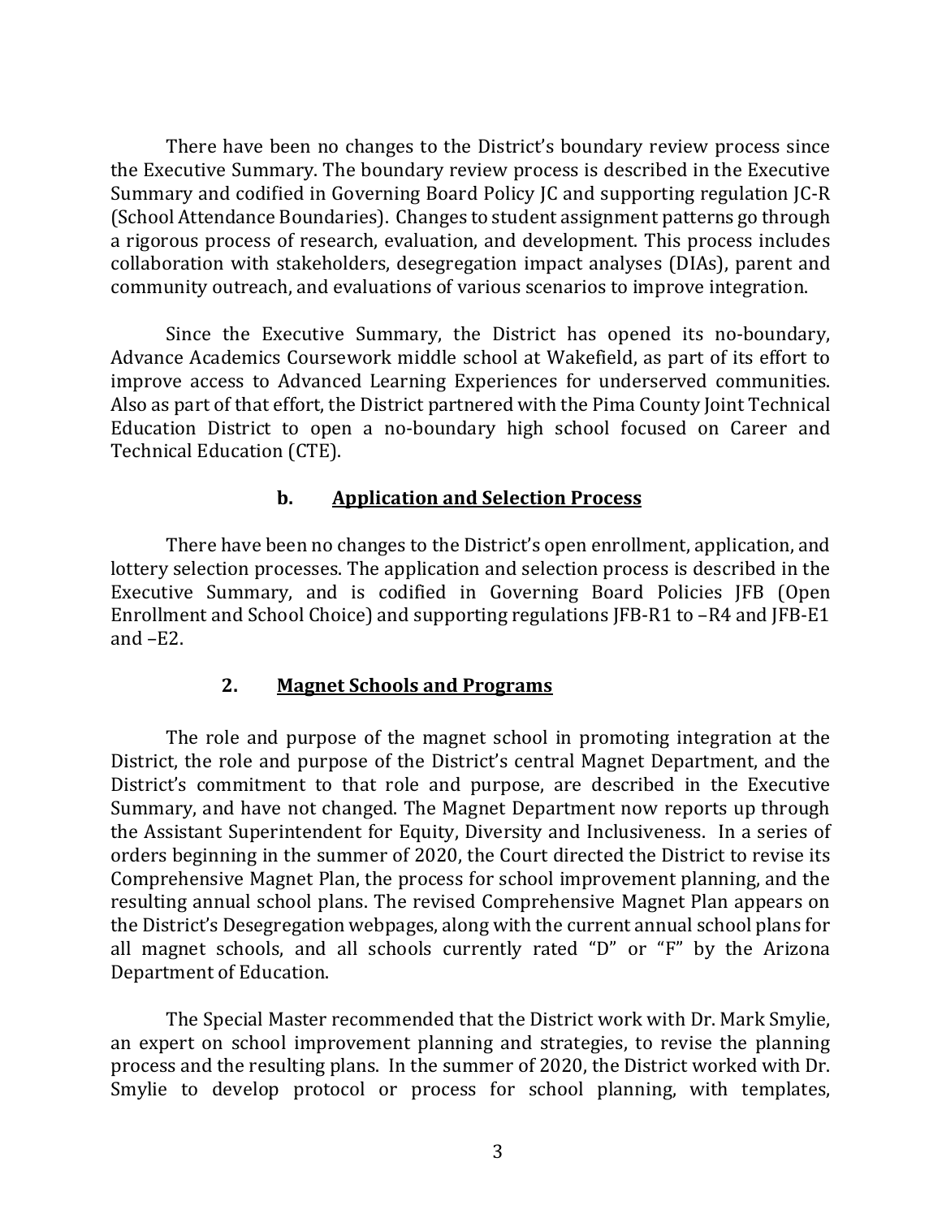There have been no changes to the District's boundary review process since the Executive Summary. The boundary review process is described in the Executive Summary and codified in Governing Board Policy JC and supporting regulation JC-R (School Attendance Boundaries). Changes to student assignment patterns go through a rigorous process of research, evaluation, and development. This process includes collaboration with stakeholders, desegregation impact analyses (DIAs), parent and community outreach, and evaluations of various scenarios to improve integration.

Since the Executive Summary, the District has opened its no-boundary, Advance Academics Coursework middle school at Wakefield, as part of its effort to improve access to Advanced Learning Experiences for underserved communities. Also as part of that effort, the District partnered with the Pima County Joint Technical Education District to open a no-boundary high school focused on Career and Technical Education (CTE).

#### b. **<u>Application and Selection Process</u>**

There have been no changes to the District's open enrollment, application, and lottery selection processes. The application and selection process is described in the Executive Summary, and is codified in Governing Board Policies JFB (Open Enrollment and School Choice) and supporting regulations JFB-R1 to –R4 and JFB-E1 and –E2.

### 2. **<u>Magnet Schools and Programs</u>**

The role and purpose of the magnet school in promoting integration at the District, the role and purpose of the District's central Magnet Department, and the District's commitment to that role and purpose, are described in the Executive Summary, and have not changed. The Magnet Department now reports up through the Assistant Superintendent for Equity, Diversity and Inclusiveness. In a series of orders beginning in the summer of 2020, the Court directed the District to revise its Comprehensive Magnet Plan, the process for school improvement planning, and the resulting annual school plans. The revised Comprehensive Magnet Plan appears on the District's Desegregation webpages, along with the current annual school plans for all magnet schools, and all schools currently rated "D" or "F" by the Arizona Department of Education.

The Special Master recommended that the District work with Dr. Mark Smylie, an expert on school improvement planning and strategies, to revise the planning process and the resulting plans. In the summer of 2020, the District worked with Dr. Smylie to develop protocol or process for school planning, with templates,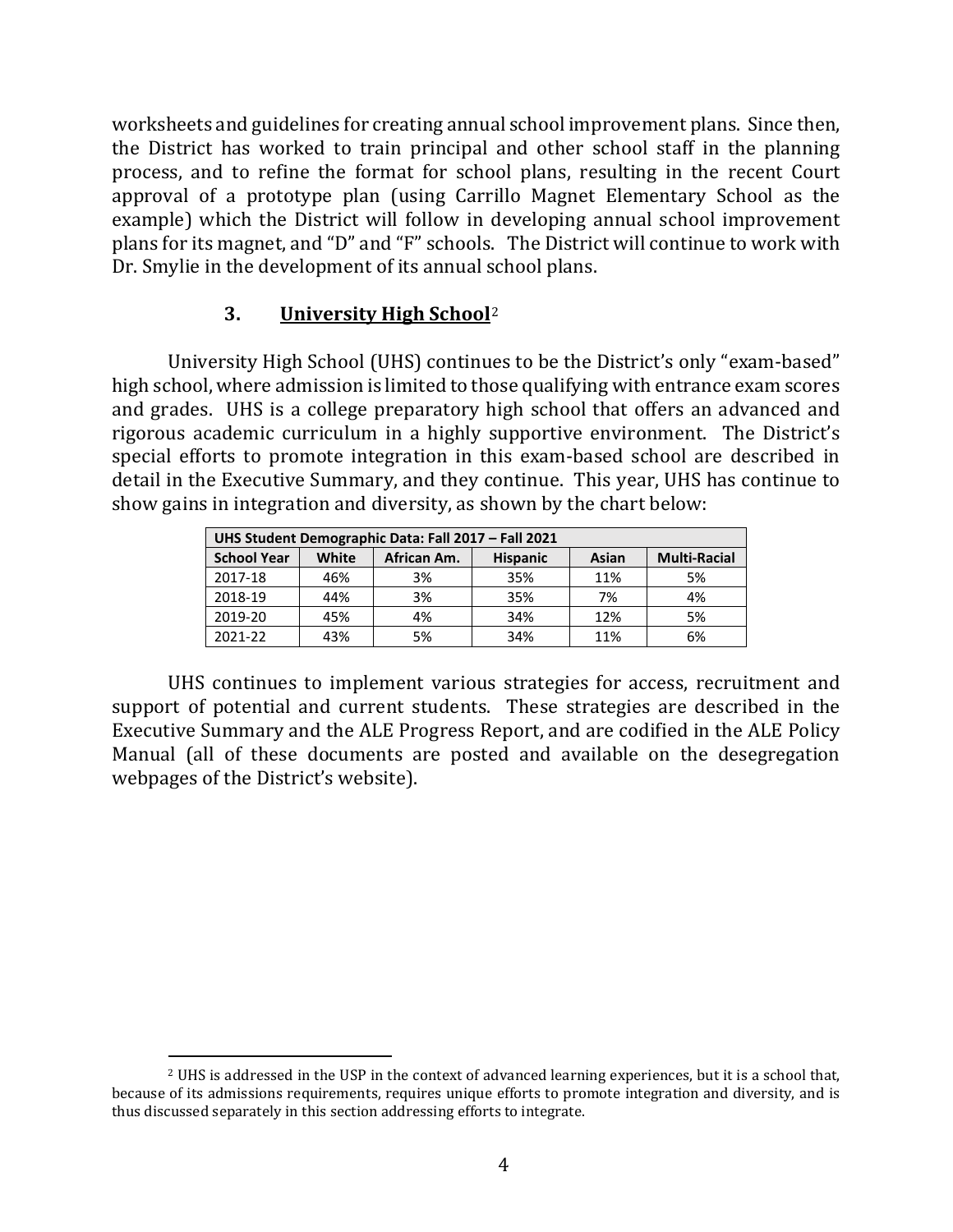worksheets and guidelines for creating annual school improvement plans. Since then, the District has worked to train principal and other school staff in the planning process, and to refine the format for school plans, resulting in the recent Court approval of a prototype plan (using Carrillo Magnet Elementary School as the example) which the District will follow in developing annual school improvement plans for its magnet, and "D" and "F" schools. The District will continue to work with Dr. Smylie in the development of its annual school plans.

### 3. **University High School**[2]

University High School (UHS) continues to be the District's only "exam-based" high school, where admission is limited to those qualifying with entrance exam scores and grades. UHS is a college preparatory high school that offers an advanced and rigorous academic curriculum in a highly supportive environment. The District's special efforts to promote integration in this exam-based school are described in detail in the Executive Summary, and they continue. This year, UHS has continue to show gains in integration and diversity, as shown by the chart below:

| UHS Student Demographic Data: Fall 2017 – Fall 2021 | | | | | |
|---|---|---|---|---|---|
| **School Year** | **White** | **African Am.** | **Hispanic** | **Asian** | **Multi-Racial** |
| 2017-18 | 46% | 3% | 35% | 11% | 5% |
| 2018-19 | 44% | 3% | 35% | 7% | 4% |
| 2019-20 | 45% | 4% | 34% | 12% | 5% |
| 2021-22 | 43% | 5% | 34% | 11% | 6% |

UHS continues to implement various strategies for access, recruitment and support of potential and current students. These strategies are described in the Executive Summary and the ALE Progress Report, and are codified in the ALE Policy Manual (all of these documents are posted and available on the desegregation webpages of the District's website).

---

[2] UHS is addressed in the USP in the context of advanced learning experiences, but it is a school that, because of its admissions requirements, requires unique efforts to promote integration and diversity, and is thus discussed separately in this section addressing efforts to integrate.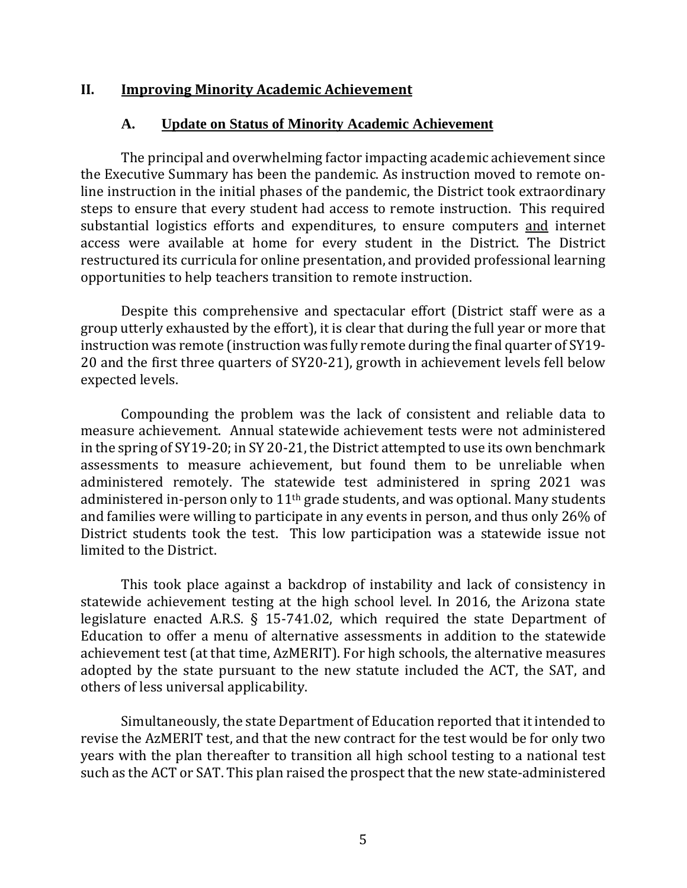## II. Improving Minority Academic Achievement

### A. Update on Status of Minority Academic Achievement

The principal and overwhelming factor impacting academic achievement since the Executive Summary has been the pandemic. As instruction moved to remote on-line instruction in the initial phases of the pandemic, the District took extraordinary steps to ensure that every student had access to remote instruction. This required substantial logistics efforts and expenditures, to ensure computers and internet access were available at home for every student in the District. The District restructured its curricula for online presentation, and provided professional learning opportunities to help teachers transition to remote instruction.

Despite this comprehensive and spectacular effort (District staff were as a group utterly exhausted by the effort), it is clear that during the full year or more that instruction was remote (instruction was fully remote during the final quarter of SY19-20 and the first three quarters of SY20-21), growth in achievement levels fell below expected levels.

Compounding the problem was the lack of consistent and reliable data to measure achievement. Annual statewide achievement tests were not administered in the spring of SY19-20; in SY 20-21, the District attempted to use its own benchmark assessments to measure achievement, but found them to be unreliable when administered remotely. The statewide test administered in spring 2021 was administered in-person only to 11th grade students, and was optional. Many students and families were willing to participate in any events in person, and thus only 26% of District students took the test. This low participation was a statewide issue not limited to the District.

This took place against a backdrop of instability and lack of consistency in statewide achievement testing at the high school level. In 2016, the Arizona state legislature enacted A.R.S. § 15-741.02, which required the state Department of Education to offer a menu of alternative assessments in addition to the statewide achievement test (at that time, AzMERIT). For high schools, the alternative measures adopted by the state pursuant to the new statute included the ACT, the SAT, and others of less universal applicability.

Simultaneously, the state Department of Education reported that it intended to revise the AzMERIT test, and that the new contract for the test would be for only two years with the plan thereafter to transition all high school testing to a national test such as the ACT or SAT. This plan raised the prospect that the new state-administered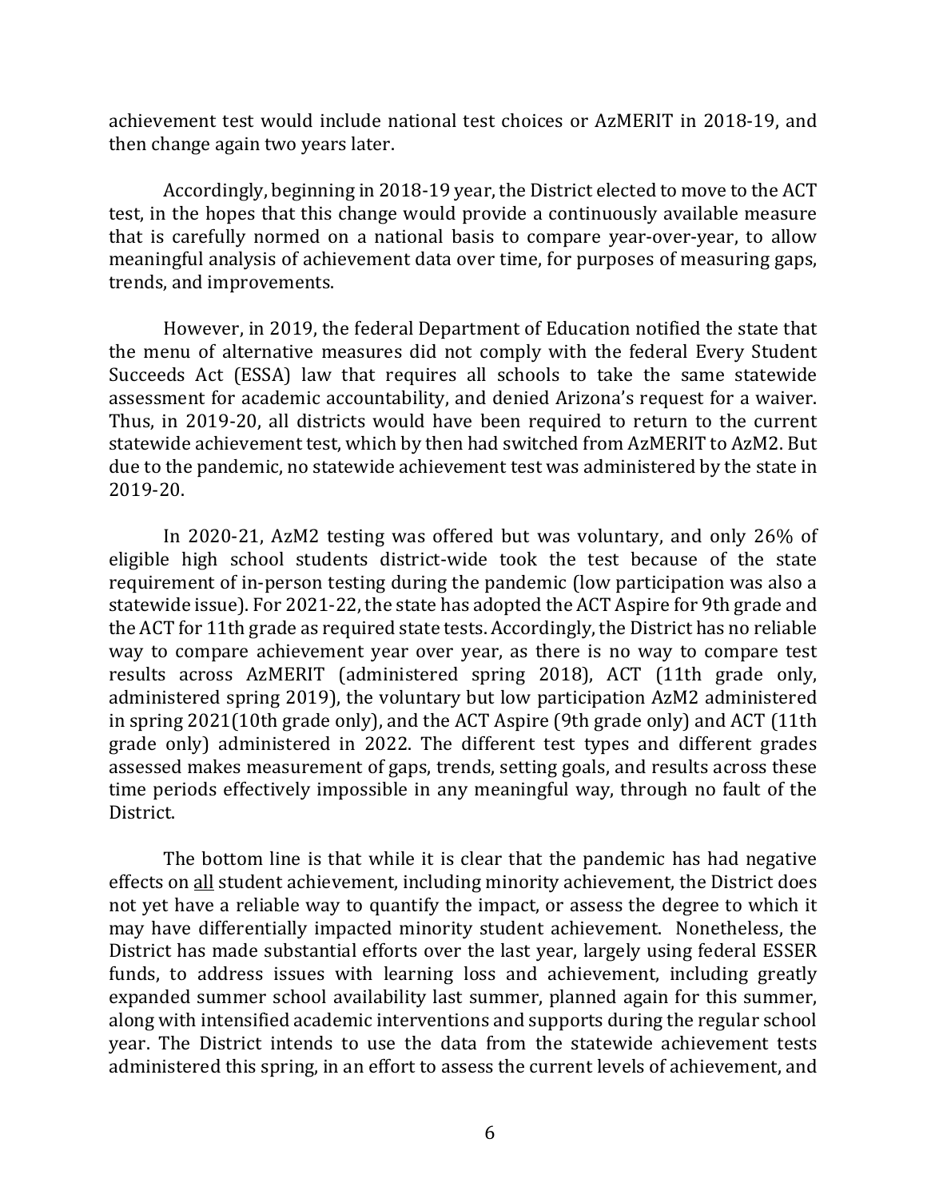achievement test would include national test choices or AzMERIT in 2018-19, and then change again two years later.

Accordingly, beginning in 2018-19 year, the District elected to move to the ACT test, in the hopes that this change would provide a continuously available measure that is carefully normed on a national basis to compare year-over-year, to allow meaningful analysis of achievement data over time, for purposes of measuring gaps, trends, and improvements.

However, in 2019, the federal Department of Education notified the state that the menu of alternative measures did not comply with the federal Every Student Succeeds Act (ESSA) law that requires all schools to take the same statewide assessment for academic accountability, and denied Arizona's request for a waiver. Thus, in 2019-20, all districts would have been required to return to the current statewide achievement test, which by then had switched from AzMERIT to AzM2. But due to the pandemic, no statewide achievement test was administered by the state in 2019-20.

In 2020-21, AzM2 testing was offered but was voluntary, and only 26% of eligible high school students district-wide took the test because of the state requirement of in-person testing during the pandemic (low participation was also a statewide issue). For 2021-22, the state has adopted the ACT Aspire for 9th grade and the ACT for 11th grade as required state tests. Accordingly, the District has no reliable way to compare achievement year over year, as there is no way to compare test results across AzMERIT (administered spring 2018), ACT (11th grade only, administered spring 2019), the voluntary but low participation AzM2 administered in spring 2021(10th grade only), and the ACT Aspire (9th grade only) and ACT (11th grade only) administered in 2022. The different test types and different grades assessed makes measurement of gaps, trends, setting goals, and results across these time periods effectively impossible in any meaningful way, through no fault of the District.

The bottom line is that while it is clear that the pandemic has had negative effects on <u>all</u> student achievement, including minority achievement, the District does not yet have a reliable way to quantify the impact, or assess the degree to which it may have differentially impacted minority student achievement. Nonetheless, the District has made substantial efforts over the last year, largely using federal ESSER funds, to address issues with learning loss and achievement, including greatly expanded summer school availability last summer, planned again for this summer, along with intensified academic interventions and supports during the regular school year. The District intends to use the data from the statewide achievement tests administered this spring, in an effort to assess the current levels of achievement, and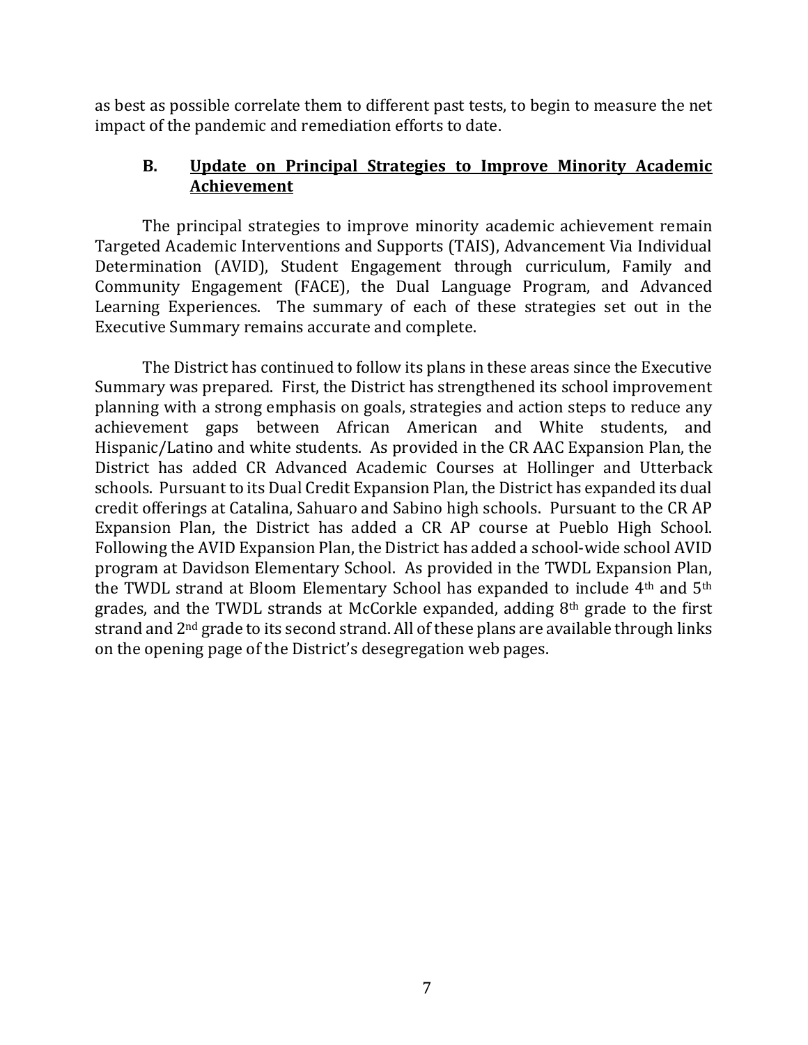as best as possible correlate them to different past tests, to begin to measure the net impact of the pandemic and remediation efforts to date.

### B. Update on Principal Strategies to Improve Minority Academic Achievement

The principal strategies to improve minority academic achievement remain Targeted Academic Interventions and Supports (TAIS), Advancement Via Individual Determination (AVID), Student Engagement through curriculum, Family and Community Engagement (FACE), the Dual Language Program, and Advanced Learning Experiences. The summary of each of these strategies set out in the Executive Summary remains accurate and complete.

The District has continued to follow its plans in these areas since the Executive Summary was prepared. First, the District has strengthened its school improvement planning with a strong emphasis on goals, strategies and action steps to reduce any achievement gaps between African American and White students, and Hispanic/Latino and white students. As provided in the CR AAC Expansion Plan, the District has added CR Advanced Academic Courses at Hollinger and Utterback schools. Pursuant to its Dual Credit Expansion Plan, the District has expanded its dual credit offerings at Catalina, Sahuaro and Sabino high schools. Pursuant to the CR AP Expansion Plan, the District has added a CR AP course at Pueblo High School. Following the AVID Expansion Plan, the District has added a school-wide school AVID program at Davidson Elementary School. As provided in the TWDL Expansion Plan, the TWDL strand at Bloom Elementary School has expanded to include 4th and 5th grades, and the TWDL strands at McCorkle expanded, adding 8th grade to the first strand and 2nd grade to its second strand. All of these plans are available through links on the opening page of the District's desegregation web pages.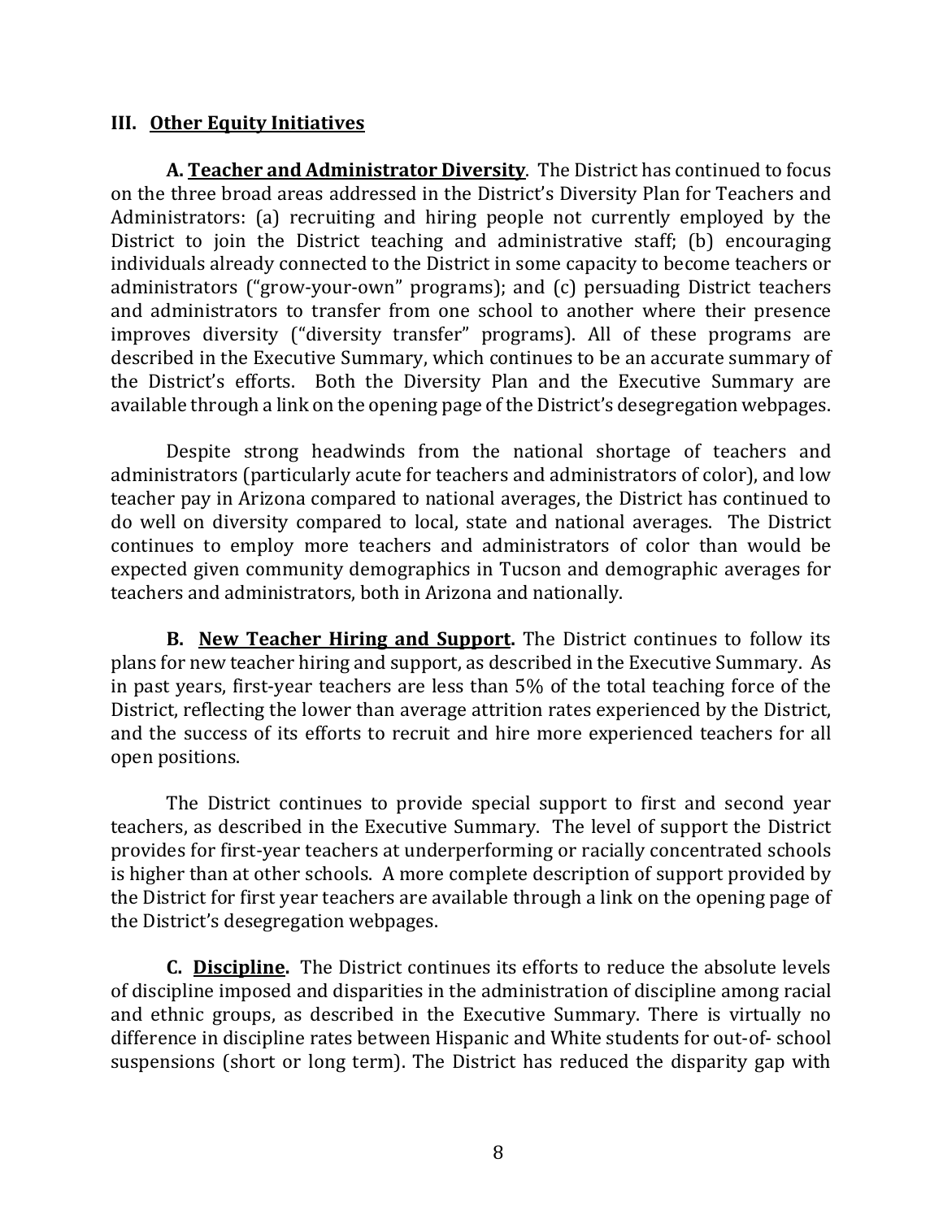## III. **Other Equity Initiatives**

**A. Teacher and Administrator Diversity**. The District has continued to focus on the three broad areas addressed in the District's Diversity Plan for Teachers and Administrators: (a) recruiting and hiring people not currently employed by the District to join the District teaching and administrative staff; (b) encouraging individuals already connected to the District in some capacity to become teachers or administrators ("grow-your-own" programs); and (c) persuading District teachers and administrators to transfer from one school to another where their presence improves diversity ("diversity transfer" programs). All of these programs are described in the Executive Summary, which continues to be an accurate summary of the District's efforts. Both the Diversity Plan and the Executive Summary are available through a link on the opening page of the District's desegregation webpages.

Despite strong headwinds from the national shortage of teachers and administrators (particularly acute for teachers and administrators of color), and low teacher pay in Arizona compared to national averages, the District has continued to do well on diversity compared to local, state and national averages. The District continues to employ more teachers and administrators of color than would be expected given community demographics in Tucson and demographic averages for teachers and administrators, both in Arizona and nationally.

**B. New Teacher Hiring and Support.** The District continues to follow its plans for new teacher hiring and support, as described in the Executive Summary. As in past years, first-year teachers are less than 5% of the total teaching force of the District, reflecting the lower than average attrition rates experienced by the District, and the success of its efforts to recruit and hire more experienced teachers for all open positions.

The District continues to provide special support to first and second year teachers, as described in the Executive Summary. The level of support the District provides for first-year teachers at underperforming or racially concentrated schools is higher than at other schools. A more complete description of support provided by the District for first year teachers are available through a link on the opening page of the District's desegregation webpages.

**C. Discipline.** The District continues its efforts to reduce the absolute levels of discipline imposed and disparities in the administration of discipline among racial and ethnic groups, as described in the Executive Summary. There is virtually no difference in discipline rates between Hispanic and White students for out-of- school suspensions (short or long term). The District has reduced the disparity gap with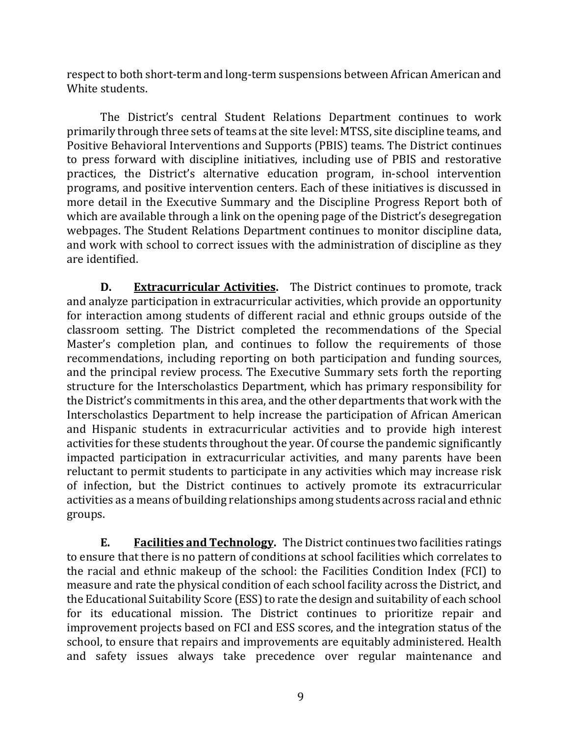respect to both short-term and long-term suspensions between African American and White students.

The District's central Student Relations Department continues to work primarily through three sets of teams at the site level: MTSS, site discipline teams, and Positive Behavioral Interventions and Supports (PBIS) teams. The District continues to press forward with discipline initiatives, including use of PBIS and restorative practices, the District's alternative education program, in-school intervention programs, and positive intervention centers. Each of these initiatives is discussed in more detail in the Executive Summary and the Discipline Progress Report both of which are available through a link on the opening page of the District's desegregation webpages. The Student Relations Department continues to monitor discipline data, and work with school to correct issues with the administration of discipline as they are identified.

**D. <u>Extracurricular Activities</u>.** The District continues to promote, track and analyze participation in extracurricular activities, which provide an opportunity for interaction among students of different racial and ethnic groups outside of the classroom setting. The District completed the recommendations of the Special Master's completion plan, and continues to follow the requirements of those recommendations, including reporting on both participation and funding sources, and the principal review process. The Executive Summary sets forth the reporting structure for the Interscholastics Department, which has primary responsibility for the District's commitments in this area, and the other departments that work with the Interscholastics Department to help increase the participation of African American and Hispanic students in extracurricular activities and to provide high interest activities for these students throughout the year. Of course the pandemic significantly impacted participation in extracurricular activities, and many parents have been reluctant to permit students to participate in any activities which may increase risk of infection, but the District continues to actively promote its extracurricular activities as a means of building relationships among students across racial and ethnic groups.

**E. <u>Facilities and Technology</u>.** The District continues two facilities ratings to ensure that there is no pattern of conditions at school facilities which correlates to the racial and ethnic makeup of the school: the Facilities Condition Index (FCI) to measure and rate the physical condition of each school facility across the District, and the Educational Suitability Score (ESS) to rate the design and suitability of each school for its educational mission. The District continues to prioritize repair and improvement projects based on FCI and ESS scores, and the integration status of the school, to ensure that repairs and improvements are equitably administered. Health and safety issues always take precedence over regular maintenance and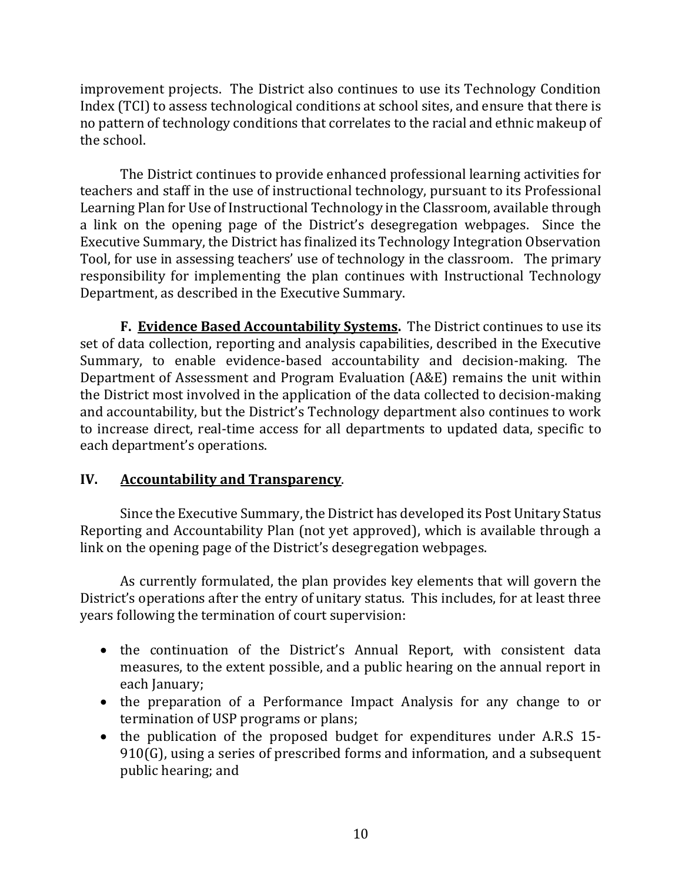improvement projects. The District also continues to use its Technology Condition Index (TCI) to assess technological conditions at school sites, and ensure that there is no pattern of technology conditions that correlates to the racial and ethnic makeup of the school.

The District continues to provide enhanced professional learning activities for teachers and staff in the use of instructional technology, pursuant to its Professional Learning Plan for Use of Instructional Technology in the Classroom, available through a link on the opening page of the District's desegregation webpages. Since the Executive Summary, the District has finalized its Technology Integration Observation Tool, for use in assessing teachers' use of technology in the classroom. The primary responsibility for implementing the plan continues with Instructional Technology Department, as described in the Executive Summary.

**F. <u>Evidence Based Accountability Systems</u>.** The District continues to use its set of data collection, reporting and analysis capabilities, described in the Executive Summary, to enable evidence-based accountability and decision-making. The Department of Assessment and Program Evaluation (A&E) remains the unit within the District most involved in the application of the data collected to decision-making and accountability, but the District's Technology department also continues to work to increase direct, real-time access for all departments to updated data, specific to each department's operations.

## IV. <u>Accountability and Transparency</u>.

Since the Executive Summary, the District has developed its Post Unitary Status Reporting and Accountability Plan (not yet approved), which is available through a link on the opening page of the District's desegregation webpages.

As currently formulated, the plan provides key elements that will govern the District's operations after the entry of unitary status. This includes, for at least three years following the termination of court supervision:

- the continuation of the District's Annual Report, with consistent data measures, to the extent possible, and a public hearing on the annual report in each January;
- the preparation of a Performance Impact Analysis for any change to or termination of USP programs or plans;
- the publication of the proposed budget for expenditures under A.R.S 15-910(G), using a series of prescribed forms and information, and a subsequent public hearing; and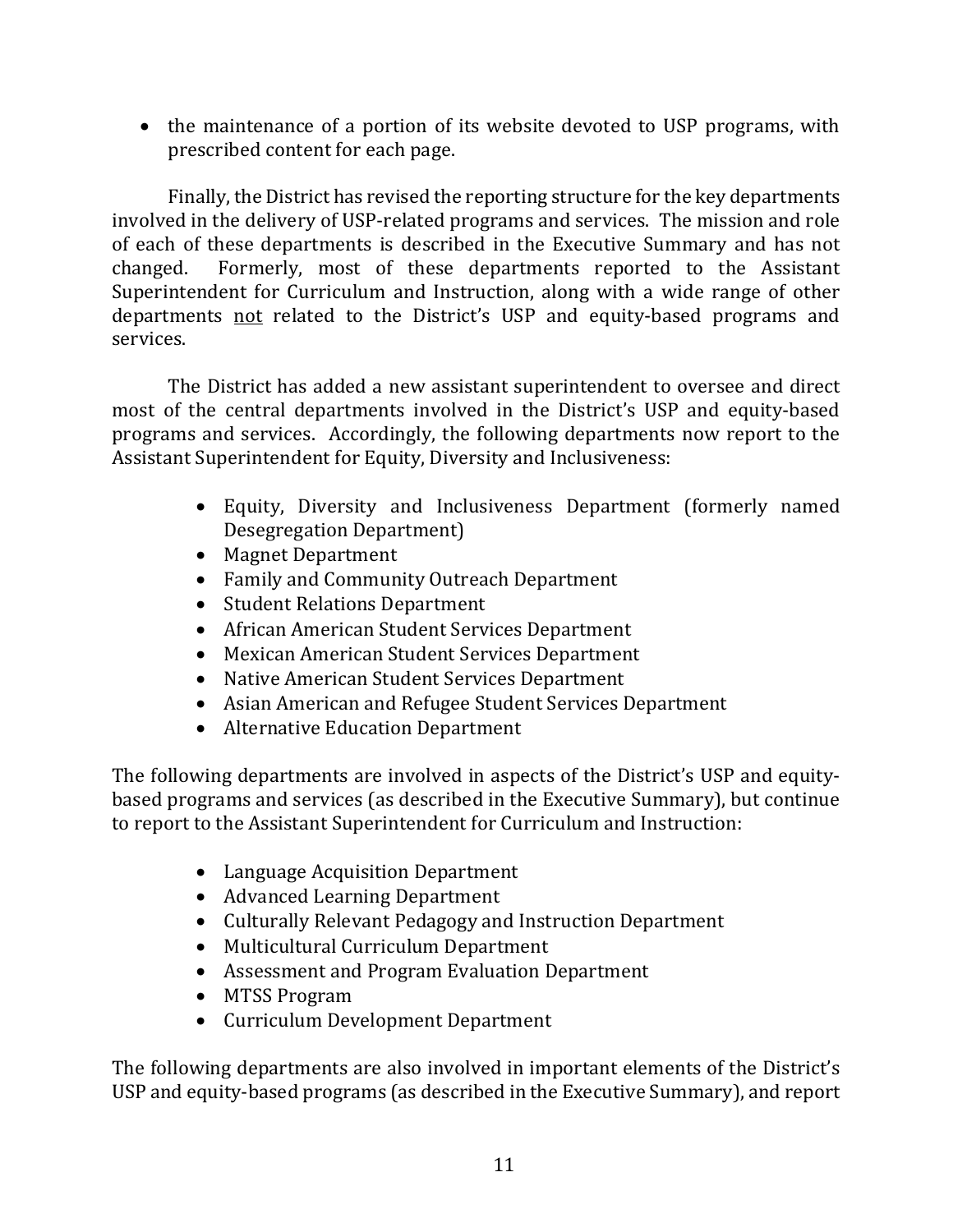- the maintenance of a portion of its website devoted to USP programs, with prescribed content for each page.

Finally, the District has revised the reporting structure for the key departments involved in the delivery of USP-related programs and services. The mission and role of each of these departments is described in the Executive Summary and has not changed. Formerly, most of these departments reported to the Assistant Superintendent for Curriculum and Instruction, along with a wide range of other departments <u>not</u> related to the District's USP and equity-based programs and services.

The District has added a new assistant superintendent to oversee and direct most of the central departments involved in the District's USP and equity-based programs and services. Accordingly, the following departments now report to the Assistant Superintendent for Equity, Diversity and Inclusiveness:

- Equity, Diversity and Inclusiveness Department (formerly named Desegregation Department)
- Magnet Department
- Family and Community Outreach Department
- Student Relations Department
- African American Student Services Department
- Mexican American Student Services Department
- Native American Student Services Department
- Asian American and Refugee Student Services Department
- Alternative Education Department

The following departments are involved in aspects of the District's USP and equity-based programs and services (as described in the Executive Summary), but continue to report to the Assistant Superintendent for Curriculum and Instruction:

- Language Acquisition Department
- Advanced Learning Department
- Culturally Relevant Pedagogy and Instruction Department
- Multicultural Curriculum Department
- Assessment and Program Evaluation Department
- MTSS Program
- Curriculum Development Department

The following departments are also involved in important elements of the District's USP and equity-based programs (as described in the Executive Summary), and report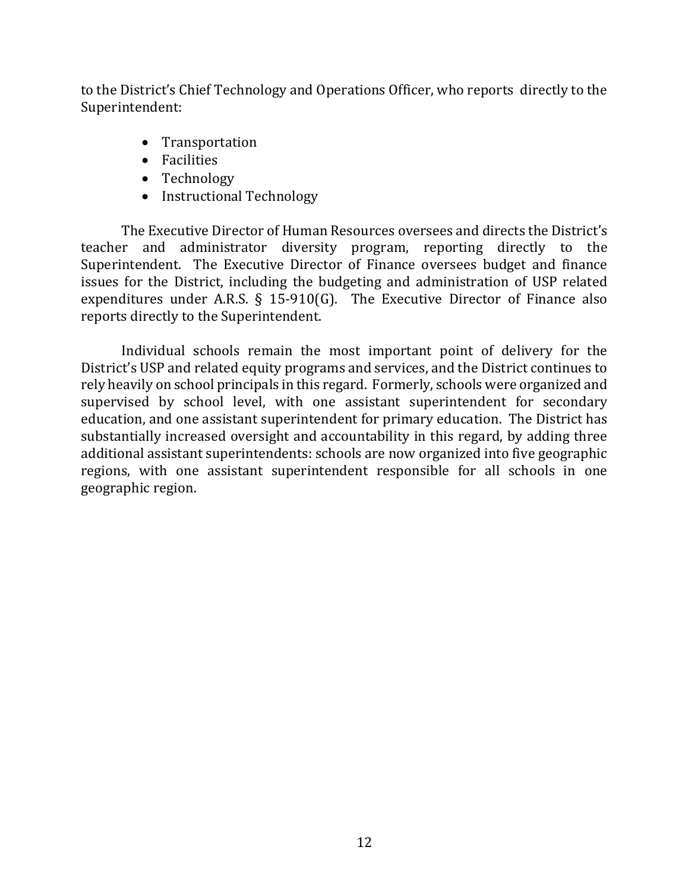to the District's Chief Technology and Operations Officer, who reports directly to the Superintendent:

- Transportation
- Facilities
- Technology
- Instructional Technology

The Executive Director of Human Resources oversees and directs the District's teacher and administrator diversity program, reporting directly to the Superintendent. The Executive Director of Finance oversees budget and finance issues for the District, including the budgeting and administration of USP related expenditures under A.R.S. § 15-910(G). The Executive Director of Finance also reports directly to the Superintendent.

Individual schools remain the most important point of delivery for the District's USP and related equity programs and services, and the District continues to rely heavily on school principals in this regard. Formerly, schools were organized and supervised by school level, with one assistant superintendent for secondary education, and one assistant superintendent for primary education. The District has substantially increased oversight and accountability in this regard, by adding three additional assistant superintendents: schools are now organized into five geographic regions, with one assistant superintendent responsible for all schools in one geographic region.